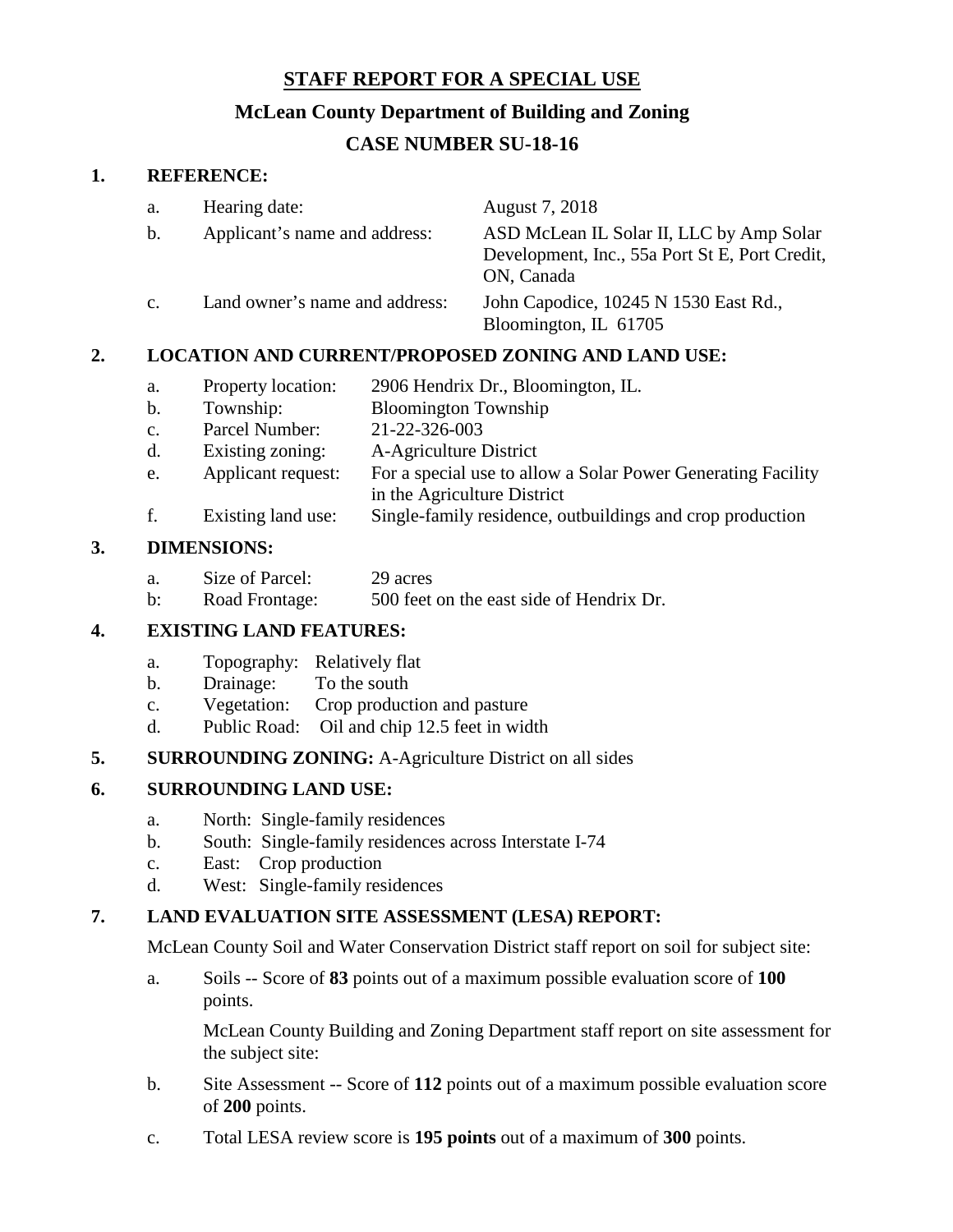# STAFF REPORT FOR A SPECIAL USE

## McLean County Department of Building and Zoning

## CASE NUMBER SU-18-16

**1. REFERENCE:**

a. Hearing date: August 7, 2018

b. Applicant's name and address: ASD McLean IL Solar II, LLC by Amp Solar Development, Inc., 55a Port St E, Port Credit, ON, Canada

c. Land owner's name and address: John Capodice, 10245 N 1530 East Rd., Bloomington, IL 61705

**2. LOCATION AND CURRENT/PROPOSED ZONING AND LAND USE:**

a. Property location: 2906 Hendrix Dr., Bloomington, IL.

b. Township: Bloomington Township

c. Parcel Number: 21-22-326-003

d. Existing zoning: A-Agriculture District

e. Applicant request: For a special use to allow a Solar Power Generating Facility in the Agriculture District

f. Existing land use: Single-family residence, outbuildings and crop production

**3. DIMENSIONS:**

a. Size of Parcel: 29 acres

b: Road Frontage: 500 feet on the east side of Hendrix Dr.

**4. EXISTING LAND FEATURES:**

a. Topography: Relatively flat

b. Drainage: To the south

c. Vegetation: Crop production and pasture

d. Public Road: Oil and chip 12.5 feet in width

**5. SURROUNDING ZONING:** A-Agriculture District on all sides

**6. SURROUNDING LAND USE:**

a. North: Single-family residences

b. South: Single-family residences across Interstate I-74

c. East: Crop production

d. West: Single-family residences

**7. LAND EVALUATION SITE ASSESSMENT (LESA) REPORT:**

McLean County Soil and Water Conservation District staff report on soil for subject site:

a. Soils -- Score of **83** points out of a maximum possible evaluation score of **100** points.

McLean County Building and Zoning Department staff report on site assessment for the subject site:

b. Site Assessment -- Score of **112** points out of a maximum possible evaluation score of **200** points.

c. Total LESA review score is **195 points** out of a maximum of **300** points.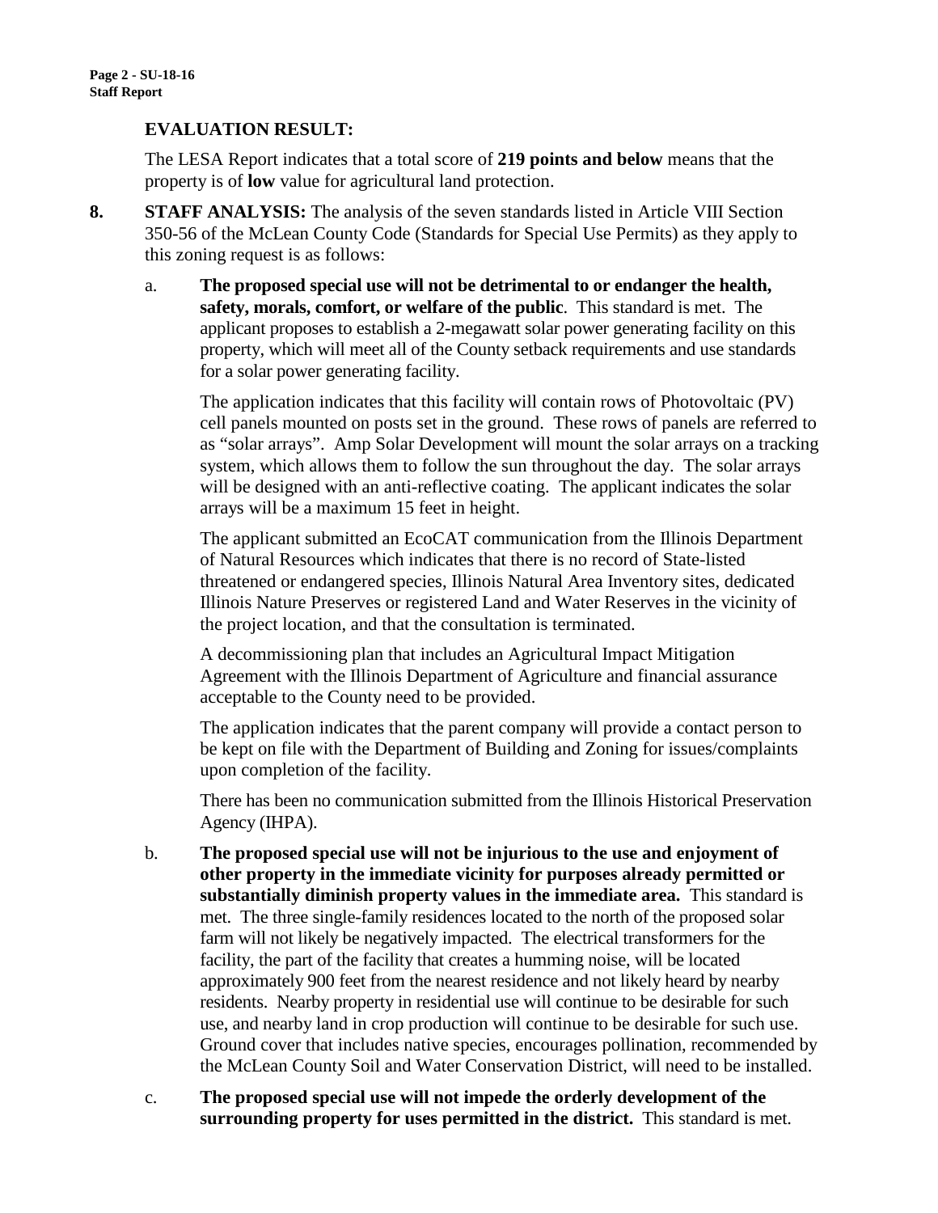**EVALUATION RESULT:**

The LESA Report indicates that a total score of **219 points and below** means that the property is of **low** value for agricultural land protection.

**8. STAFF ANALYSIS:** The analysis of the seven standards listed in Article VIII Section 350-56 of the McLean County Code (Standards for Special Use Permits) as they apply to this zoning request is as follows:

a. **The proposed special use will not be detrimental to or endanger the health, safety, morals, comfort, or welfare of the public**. This standard is met. The applicant proposes to establish a 2-megawatt solar power generating facility on this property, which will meet all of the County setback requirements and use standards for a solar power generating facility.

The application indicates that this facility will contain rows of Photovoltaic (PV) cell panels mounted on posts set in the ground. These rows of panels are referred to as "solar arrays". Amp Solar Development will mount the solar arrays on a tracking system, which allows them to follow the sun throughout the day. The solar arrays will be designed with an anti-reflective coating. The applicant indicates the solar arrays will be a maximum 15 feet in height.

The applicant submitted an EcoCAT communication from the Illinois Department of Natural Resources which indicates that there is no record of State-listed threatened or endangered species, Illinois Natural Area Inventory sites, dedicated Illinois Nature Preserves or registered Land and Water Reserves in the vicinity of the project location, and that the consultation is terminated.

A decommissioning plan that includes an Agricultural Impact Mitigation Agreement with the Illinois Department of Agriculture and financial assurance acceptable to the County need to be provided.

The application indicates that the parent company will provide a contact person to be kept on file with the Department of Building and Zoning for issues/complaints upon completion of the facility.

There has been no communication submitted from the Illinois Historical Preservation Agency (IHPA).

b. **The proposed special use will not be injurious to the use and enjoyment of other property in the immediate vicinity for purposes already permitted or substantially diminish property values in the immediate area.** This standard is met. The three single-family residences located to the north of the proposed solar farm will not likely be negatively impacted. The electrical transformers for the facility, the part of the facility that creates a humming noise, will be located approximately 900 feet from the nearest residence and not likely heard by nearby residents. Nearby property in residential use will continue to be desirable for such use, and nearby land in crop production will continue to be desirable for such use. Ground cover that includes native species, encourages pollination, recommended by the McLean County Soil and Water Conservation District, will need to be installed.

c. **The proposed special use will not impede the orderly development of the surrounding property for uses permitted in the district.** This standard is met.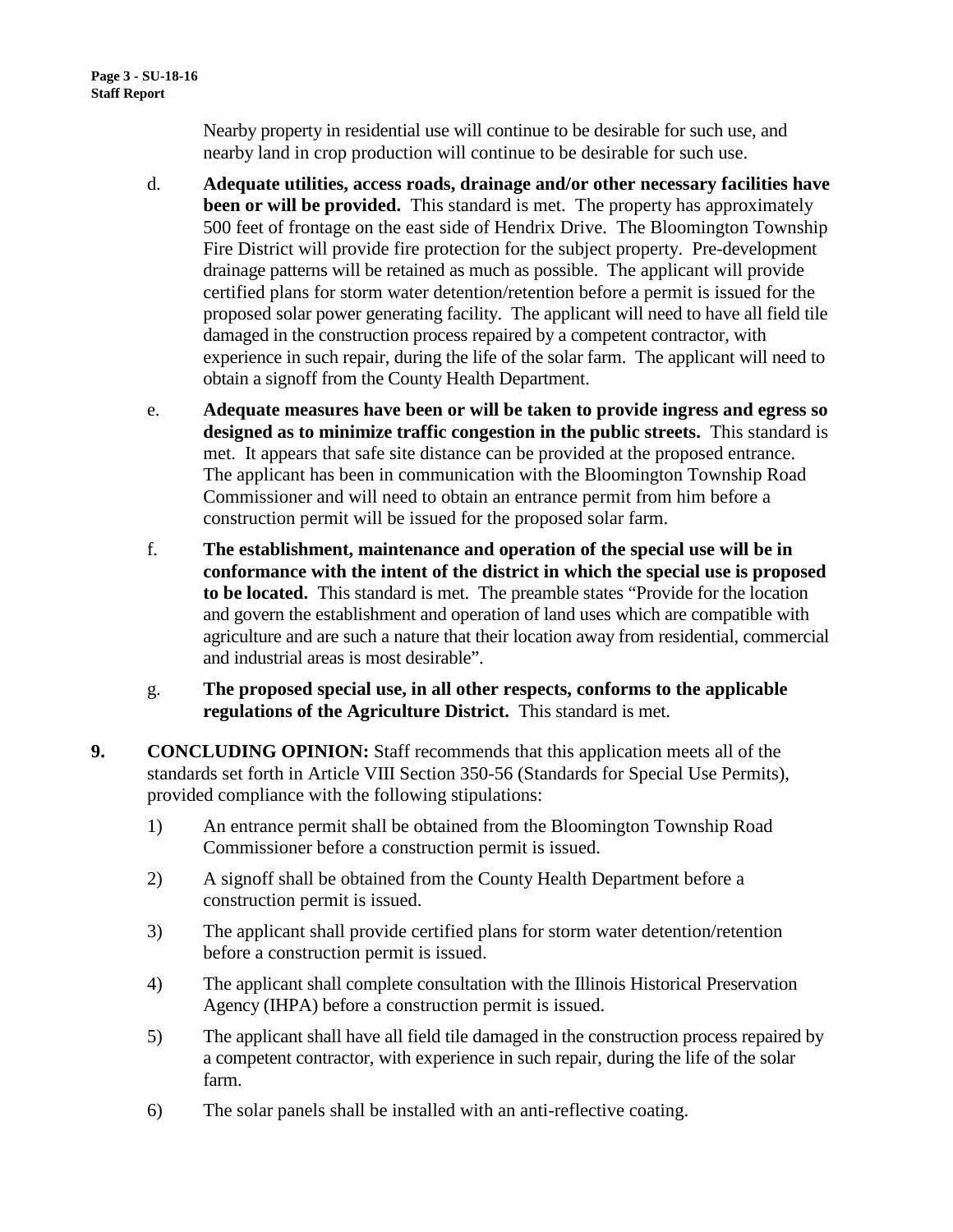Nearby property in residential use will continue to be desirable for such use, and nearby land in crop production will continue to be desirable for such use.

d. **Adequate utilities, access roads, drainage and/or other necessary facilities have been or will be provided.** This standard is met. The property has approximately 500 feet of frontage on the east side of Hendrix Drive. The Bloomington Township Fire District will provide fire protection for the subject property. Pre-development drainage patterns will be retained as much as possible. The applicant will provide certified plans for storm water detention/retention before a permit is issued for the proposed solar power generating facility. The applicant will need to have all field tile damaged in the construction process repaired by a competent contractor, with experience in such repair, during the life of the solar farm. The applicant will need to obtain a signoff from the County Health Department.

e. **Adequate measures have been or will be taken to provide ingress and egress so designed as to minimize traffic congestion in the public streets.** This standard is met. It appears that safe site distance can be provided at the proposed entrance. The applicant has been in communication with the Bloomington Township Road Commissioner and will need to obtain an entrance permit from him before a construction permit will be issued for the proposed solar farm.

f. **The establishment, maintenance and operation of the special use will be in conformance with the intent of the district in which the special use is proposed to be located.** This standard is met. The preamble states "Provide for the location and govern the establishment and operation of land uses which are compatible with agriculture and are such a nature that their location away from residential, commercial and industrial areas is most desirable".

g. **The proposed special use, in all other respects, conforms to the applicable regulations of the Agriculture District.** This standard is met.

**9. CONCLUDING OPINION:** Staff recommends that this application meets all of the standards set forth in Article VIII Section 350-56 (Standards for Special Use Permits), provided compliance with the following stipulations:

1) An entrance permit shall be obtained from the Bloomington Township Road Commissioner before a construction permit is issued.

2) A signoff shall be obtained from the County Health Department before a construction permit is issued.

3) The applicant shall provide certified plans for storm water detention/retention before a construction permit is issued.

4) The applicant shall complete consultation with the Illinois Historical Preservation Agency (IHPA) before a construction permit is issued.

5) The applicant shall have all field tile damaged in the construction process repaired by a competent contractor, with experience in such repair, during the life of the solar farm.

6) The solar panels shall be installed with an anti-reflective coating.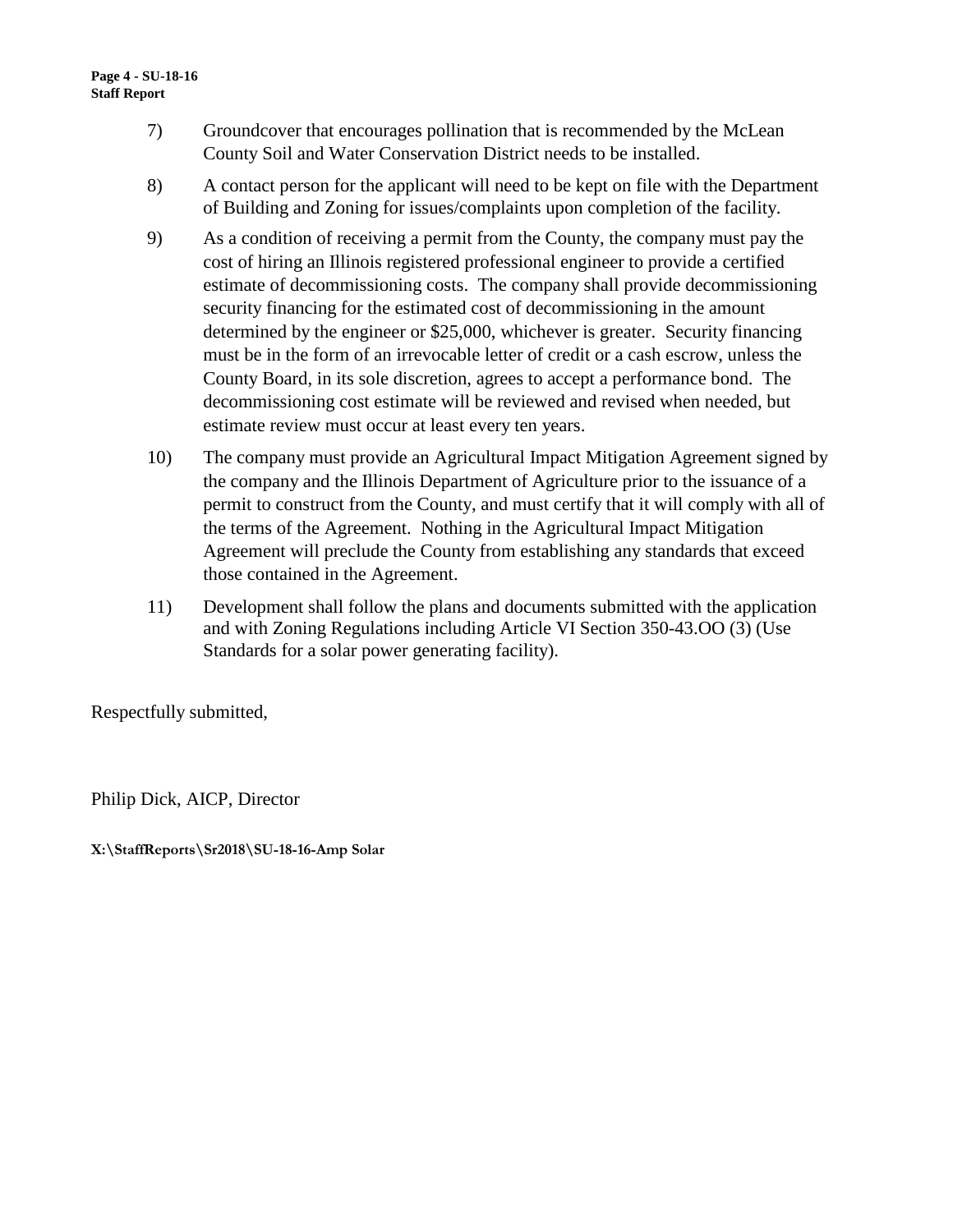7) Groundcover that encourages pollination that is recommended by the McLean County Soil and Water Conservation District needs to be installed.

8) A contact person for the applicant will need to be kept on file with the Department of Building and Zoning for issues/complaints upon completion of the facility.

9) As a condition of receiving a permit from the County, the company must pay the cost of hiring an Illinois registered professional engineer to provide a certified estimate of decommissioning costs. The company shall provide decommissioning security financing for the estimated cost of decommissioning in the amount determined by the engineer or $25,000, whichever is greater. Security financing must be in the form of an irrevocable letter of credit or a cash escrow, unless the County Board, in its sole discretion, agrees to accept a performance bond. The decommissioning cost estimate will be reviewed and revised when needed, but estimate review must occur at least every ten years.

10) The company must provide an Agricultural Impact Mitigation Agreement signed by the company and the Illinois Department of Agriculture prior to the issuance of a permit to construct from the County, and must certify that it will comply with all of the terms of the Agreement. Nothing in the Agricultural Impact Mitigation Agreement will preclude the County from establishing any standards that exceed those contained in the Agreement.

11) Development shall follow the plans and documents submitted with the application and with Zoning Regulations including Article VI Section 350-43.OO (3) (Use Standards for a solar power generating facility).

Respectfully submitted,

Philip Dick, AICP, Director

**X:\StaffReports\Sr2018\SU-18-16-Amp Solar**